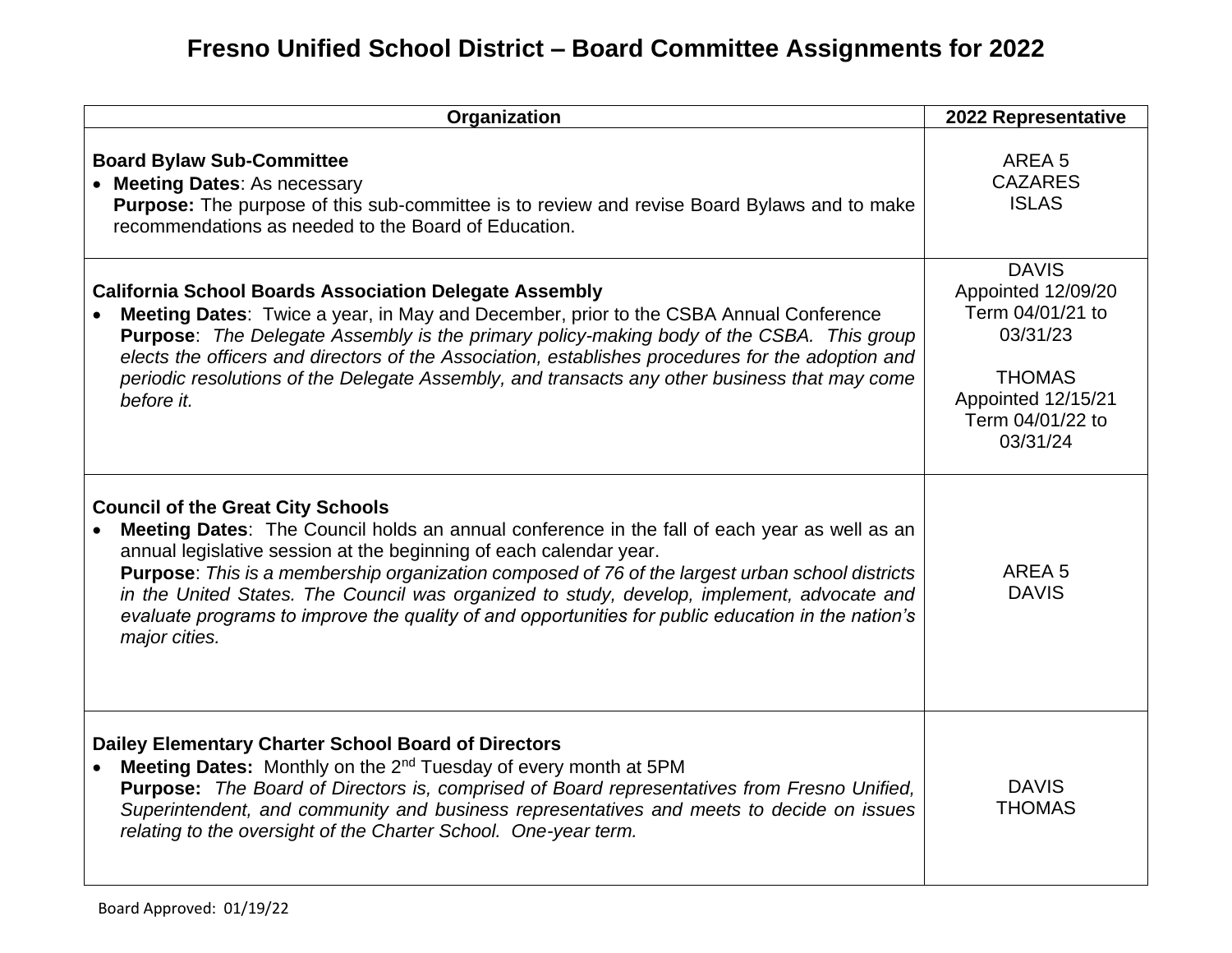# Fresno Unified School District – Board Committee Assignments for 2022

| Organization | 2022 Representative |
|---|---|
| **Board Bylaw Sub-Committee**<br>• **Meeting Dates**: As necessary<br>**Purpose:** The purpose of this sub-committee is to review and revise Board Bylaws and to make recommendations as needed to the Board of Education. | AREA 5<br>CAZARES<br>ISLAS |
| **California School Boards Association Delegate Assembly**<br>• **Meeting Dates**: Twice a year, in May and December, prior to the CSBA Annual Conference<br>**Purpose**: *The Delegate Assembly is the primary policy-making body of the CSBA. This group elects the officers and directors of the Association, establishes procedures for the adoption and periodic resolutions of the Delegate Assembly, and transacts any other business that may come before it.* | DAVIS<br>Appointed 12/09/20<br>Term 04/01/21 to 03/31/23<br><br>THOMAS<br>Appointed 12/15/21<br>Term 04/01/22 to 03/31/24 |
| **Council of the Great City Schools**<br>• **Meeting Dates**: The Council holds an annual conference in the fall of each year as well as an annual legislative session at the beginning of each calendar year.<br>**Purpose**: *This is a membership organization composed of 76 of the largest urban school districts in the United States. The Council was organized to study, develop, implement, advocate and evaluate programs to improve the quality of and opportunities for public education in the nation's major cities.* | AREA 5<br>DAVIS |
| **Dailey Elementary Charter School Board of Directors**<br>• **Meeting Dates:** Monthly on the 2nd Tuesday of every month at 5PM<br>**Purpose:** *The Board of Directors is, comprised of Board representatives from Fresno Unified, Superintendent, and community and business representatives and meets to decide on issues relating to the oversight of the Charter School. One-year term.* | DAVIS<br>THOMAS |

Board Approved: 01/19/22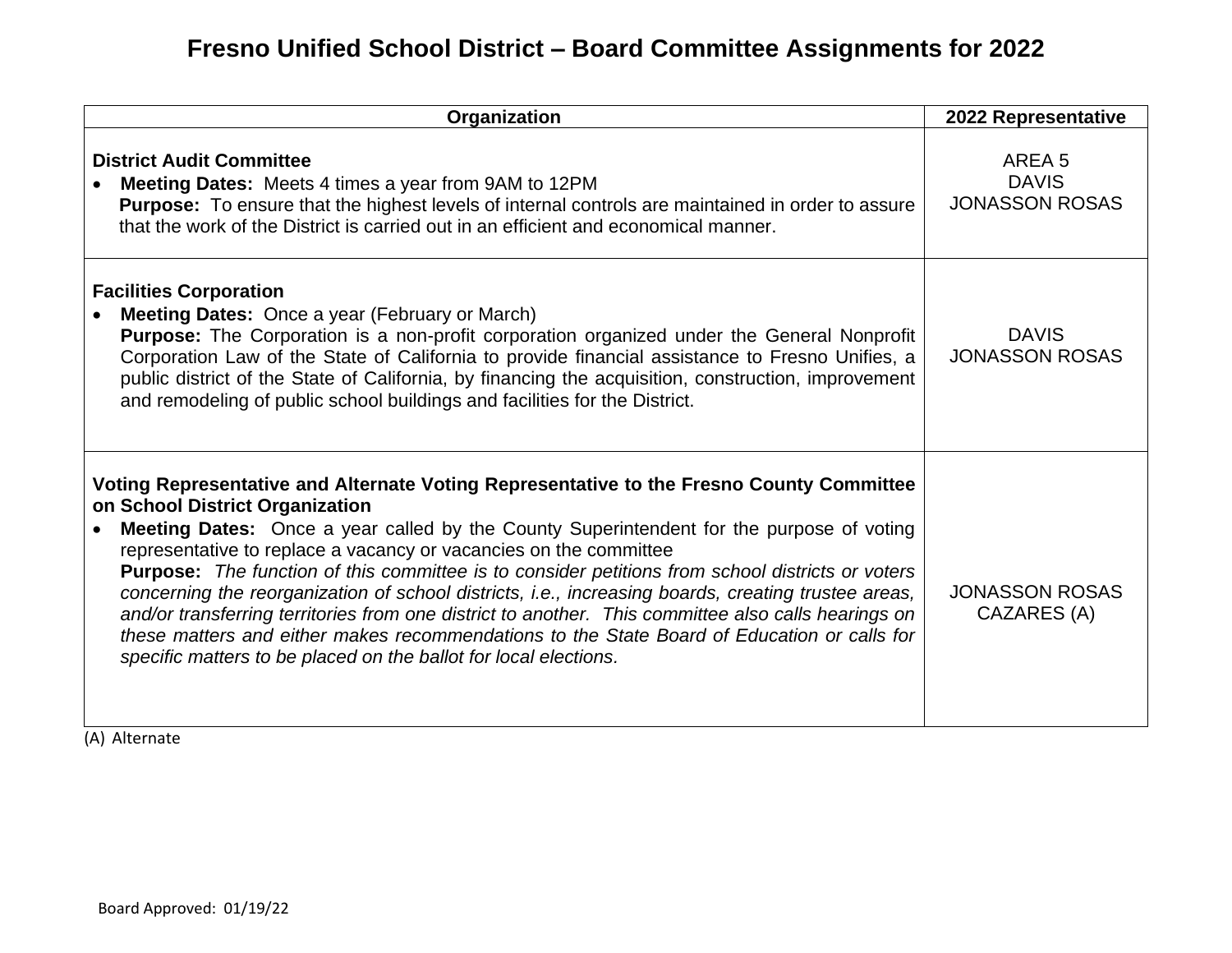# Fresno Unified School District – Board Committee Assignments for 2022

| Organization | 2022 Representative |
|---|---|
| **District Audit Committee**<br>• **Meeting Dates:** Meets 4 times a year from 9AM to 12PM<br>**Purpose:** To ensure that the highest levels of internal controls are maintained in order to assure that the work of the District is carried out in an efficient and economical manner. | AREA 5<br>DAVIS<br>JONASSON ROSAS |
| **Facilities Corporation**<br>• **Meeting Dates:** Once a year (February or March)<br>**Purpose:** The Corporation is a non-profit corporation organized under the General Nonprofit Corporation Law of the State of California to provide financial assistance to Fresno Unifies, a public district of the State of California, by financing the acquisition, construction, improvement and remodeling of public school buildings and facilities for the District. | DAVIS<br>JONASSON ROSAS |
| **Voting Representative and Alternate Voting Representative to the Fresno County Committee on School District Organization**<br>• **Meeting Dates:** Once a year called by the County Superintendent for the purpose of voting representative to replace a vacancy or vacancies on the committee<br>**Purpose:** *The function of this committee is to consider petitions from school districts or voters concerning the reorganization of school districts, i.e., increasing boards, creating trustee areas, and/or transferring territories from one district to another. This committee also calls hearings on these matters and either makes recommendations to the State Board of Education or calls for specific matters to be placed on the ballot for local elections.* | JONASSON ROSAS<br>CAZARES (A) |

(A) Alternate

Board Approved: 01/19/22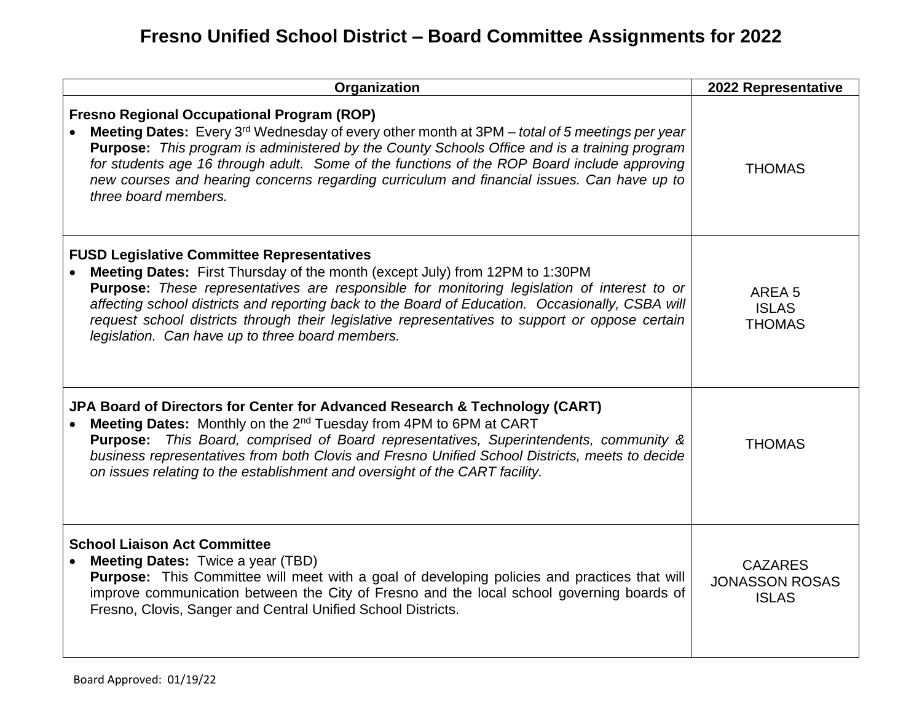# Fresno Unified School District – Board Committee Assignments for 2022

| Organization | 2022 Representative |
|---|---|
| **Fresno Regional Occupational Program (ROP)**<br>• **Meeting Dates:** Every 3rd Wednesday of every other month at 3PM – *total of 5 meetings per year*<br>**Purpose:** *This program is administered by the County Schools Office and is a training program for students age 16 through adult. Some of the functions of the ROP Board include approving new courses and hearing concerns regarding curriculum and financial issues. Can have up to three board members.* | THOMAS |
| **FUSD Legislative Committee Representatives**<br>• **Meeting Dates:** First Thursday of the month (except July) from 12PM to 1:30PM<br>**Purpose:** *These representatives are responsible for monitoring legislation of interest to or affecting school districts and reporting back to the Board of Education. Occasionally, CSBA will request school districts through their legislative representatives to support or oppose certain legislation. Can have up to three board members.* | AREA 5<br>ISLAS<br>THOMAS |
| **JPA Board of Directors for Center for Advanced Research & Technology (CART)**<br>• **Meeting Dates:** Monthly on the 2nd Tuesday from 4PM to 6PM at CART<br>**Purpose:** *This Board, comprised of Board representatives, Superintendents, community & business representatives from both Clovis and Fresno Unified School Districts, meets to decide on issues relating to the establishment and oversight of the CART facility.* | THOMAS |
| **School Liaison Act Committee**<br>• **Meeting Dates:** Twice a year (TBD)<br>**Purpose:** This Committee will meet with a goal of developing policies and practices that will improve communication between the City of Fresno and the local school governing boards of Fresno, Clovis, Sanger and Central Unified School Districts. | CAZARES<br>JONASSON ROSAS<br>ISLAS |

Board Approved: 01/19/22